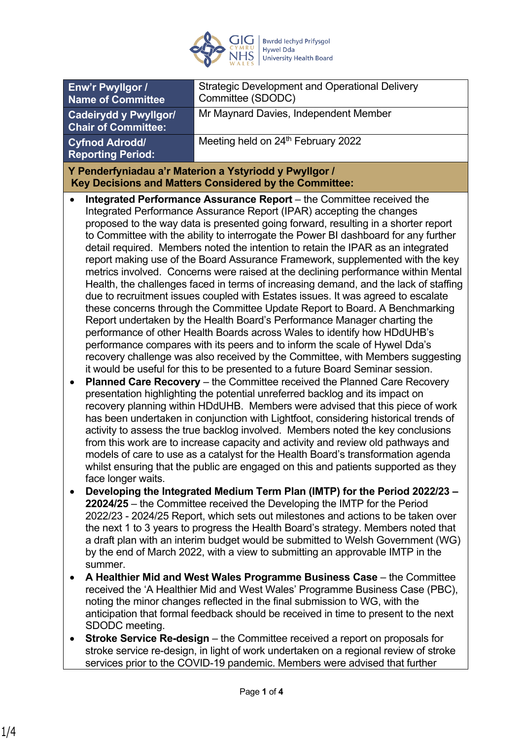| Enw'r Pwyllgor / Name of Committee | Strategic Development and Operational Delivery Committee (SDODC) |
|---|---|
| Cadeirydd y Pwyllgor/ Chair of Committee: | Mr Maynard Davies, Independent Member |
| Cyfnod Adrodd/ Reporting Period: | Meeting held on 24th February 2022 |

**Y Penderfyniadau a'r Materion a Ystyriodd y Pwyllgor / Key Decisions and Matters Considered by the Committee:**

- **Integrated Performance Assurance Report** – the Committee received the Integrated Performance Assurance Report (IPAR) accepting the changes proposed to the way data is presented going forward, resulting in a shorter report to Committee with the ability to interrogate the Power BI dashboard for any further detail required. Members noted the intention to retain the IPAR as an integrated report making use of the Board Assurance Framework, supplemented with the key metrics involved. Concerns were raised at the declining performance within Mental Health, the challenges faced in terms of increasing demand, and the lack of staffing due to recruitment issues coupled with Estates issues. It was agreed to escalate these concerns through the Committee Update Report to Board. A Benchmarking Report undertaken by the Health Board's Performance Manager charting the performance of other Health Boards across Wales to identify how HDdUHB's performance compares with its peers and to inform the scale of Hywel Dda's recovery challenge was also received by the Committee, with Members suggesting it would be useful for this to be presented to a future Board Seminar session.
- **Planned Care Recovery** – the Committee received the Planned Care Recovery presentation highlighting the potential unreferred backlog and its impact on recovery planning within HDdUHB. Members were advised that this piece of work has been undertaken in conjunction with Lightfoot, considering historical trends of activity to assess the true backlog involved. Members noted the key conclusions from this work are to increase capacity and activity and review old pathways and models of care to use as a catalyst for the Health Board's transformation agenda whilst ensuring that the public are engaged on this and patients supported as they face longer waits.
- **Developing the Integrated Medium Term Plan (IMTP) for the Period 2022/23 – 22024/25** – the Committee received the Developing the IMTP for the Period 2022/23 - 2024/25 Report, which sets out milestones and actions to be taken over the next 1 to 3 years to progress the Health Board's strategy. Members noted that a draft plan with an interim budget would be submitted to Welsh Government (WG) by the end of March 2022, with a view to submitting an approvable IMTP in the summer.
- **A Healthier Mid and West Wales Programme Business Case** – the Committee received the 'A Healthier Mid and West Wales' Programme Business Case (PBC), noting the minor changes reflected in the final submission to WG, with the anticipation that formal feedback should be received in time to present to the next SDODC meeting.
- **Stroke Service Re-design** – the Committee received a report on proposals for stroke service re-design, in light of work undertaken on a regional review of stroke services prior to the COVID-19 pandemic. Members were advised that further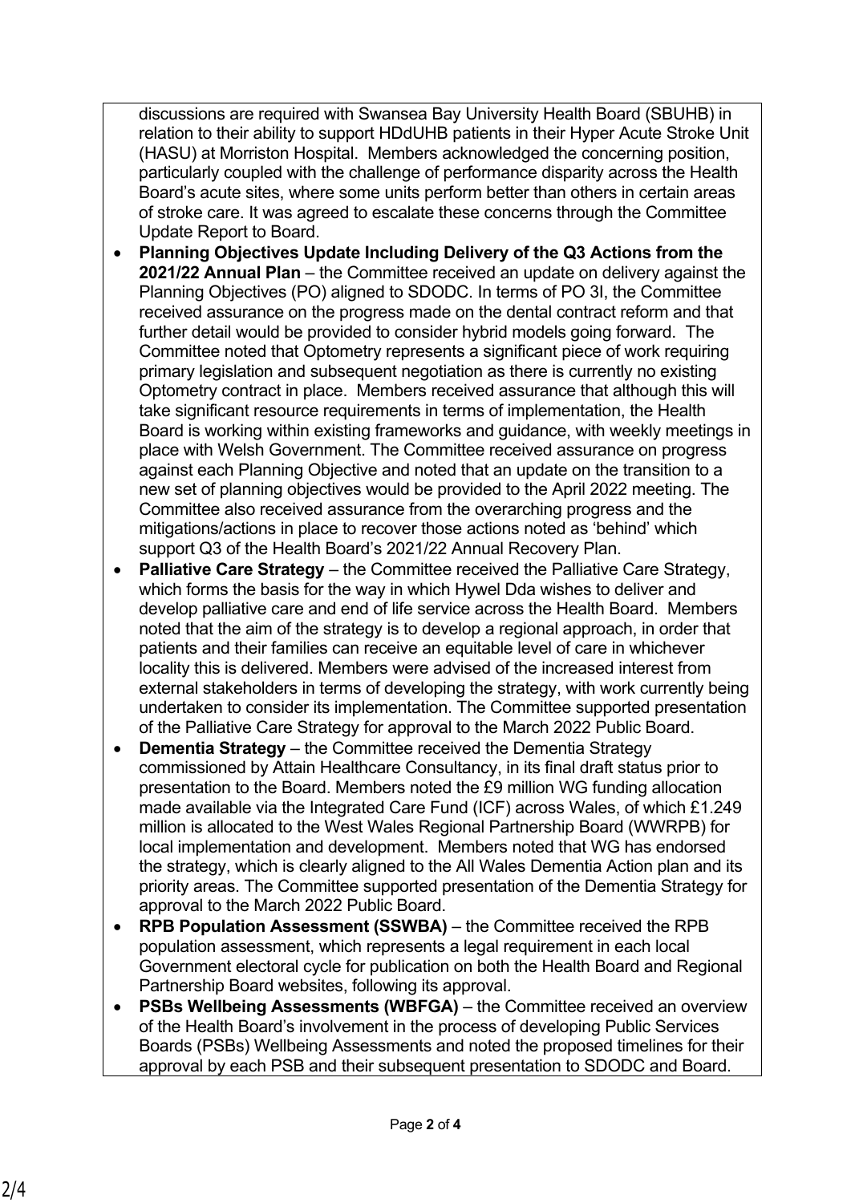discussions are required with Swansea Bay University Health Board (SBUHB) in relation to their ability to support HDdUHB patients in their Hyper Acute Stroke Unit (HASU) at Morriston Hospital. Members acknowledged the concerning position, particularly coupled with the challenge of performance disparity across the Health Board's acute sites, where some units perform better than others in certain areas of stroke care. It was agreed to escalate these concerns through the Committee Update Report to Board.

- **Planning Objectives Update Including Delivery of the Q3 Actions from the 2021/22 Annual Plan** – the Committee received an update on delivery against the Planning Objectives (PO) aligned to SDODC. In terms of PO 3I, the Committee received assurance on the progress made on the dental contract reform and that further detail would be provided to consider hybrid models going forward. The Committee noted that Optometry represents a significant piece of work requiring primary legislation and subsequent negotiation as there is currently no existing Optometry contract in place. Members received assurance that although this will take significant resource requirements in terms of implementation, the Health Board is working within existing frameworks and guidance, with weekly meetings in place with Welsh Government. The Committee received assurance on progress against each Planning Objective and noted that an update on the transition to a new set of planning objectives would be provided to the April 2022 meeting. The Committee also received assurance from the overarching progress and the mitigations/actions in place to recover those actions noted as 'behind' which support Q3 of the Health Board's 2021/22 Annual Recovery Plan.
- **Palliative Care Strategy** – the Committee received the Palliative Care Strategy, which forms the basis for the way in which Hywel Dda wishes to deliver and develop palliative care and end of life service across the Health Board. Members noted that the aim of the strategy is to develop a regional approach, in order that patients and their families can receive an equitable level of care in whichever locality this is delivered. Members were advised of the increased interest from external stakeholders in terms of developing the strategy, with work currently being undertaken to consider its implementation. The Committee supported presentation of the Palliative Care Strategy for approval to the March 2022 Public Board.
- **Dementia Strategy** – the Committee received the Dementia Strategy commissioned by Attain Healthcare Consultancy, in its final draft status prior to presentation to the Board. Members noted the £9 million WG funding allocation made available via the Integrated Care Fund (ICF) across Wales, of which £1.249 million is allocated to the West Wales Regional Partnership Board (WWRPB) for local implementation and development. Members noted that WG has endorsed the strategy, which is clearly aligned to the All Wales Dementia Action plan and its priority areas. The Committee supported presentation of the Dementia Strategy for approval to the March 2022 Public Board.
- **RPB Population Assessment (SSWBA)** – the Committee received the RPB population assessment, which represents a legal requirement in each local Government electoral cycle for publication on both the Health Board and Regional Partnership Board websites, following its approval.
- **PSBs Wellbeing Assessments (WBFGA)** – the Committee received an overview of the Health Board's involvement in the process of developing Public Services Boards (PSBs) Wellbeing Assessments and noted the proposed timelines for their approval by each PSB and their subsequent presentation to SDODC and Board.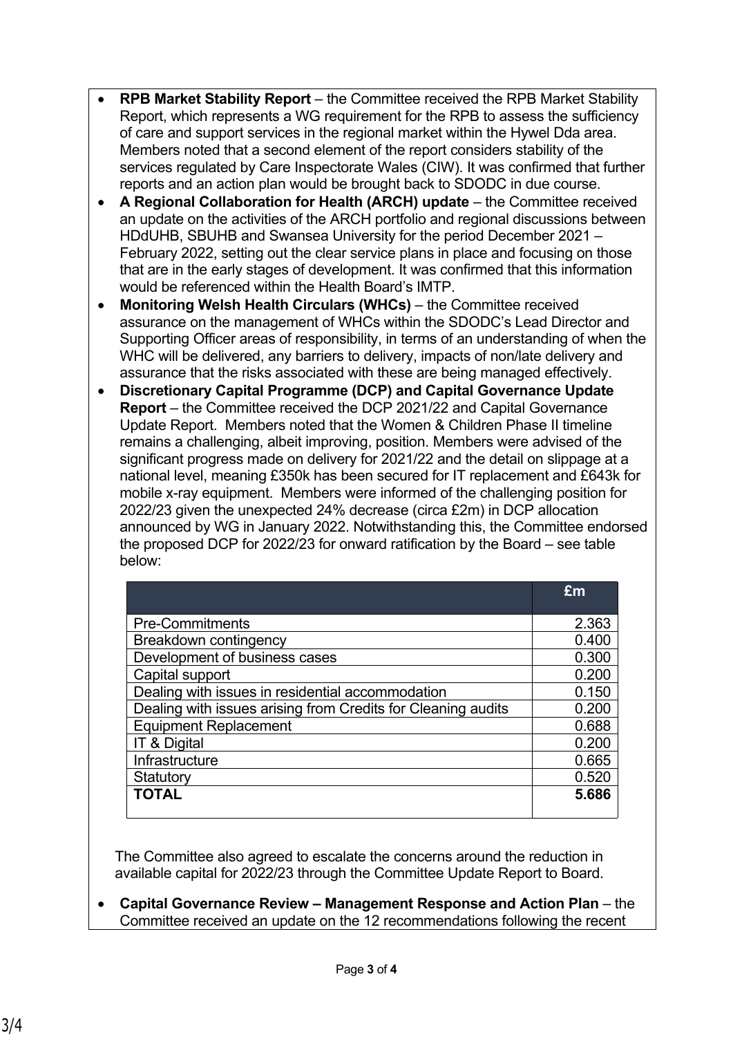- **RPB Market Stability Report** – the Committee received the RPB Market Stability Report, which represents a WG requirement for the RPB to assess the sufficiency of care and support services in the regional market within the Hywel Dda area. Members noted that a second element of the report considers stability of the services regulated by Care Inspectorate Wales (CIW). It was confirmed that further reports and an action plan would be brought back to SDODC in due course.
- **A Regional Collaboration for Health (ARCH) update** – the Committee received an update on the activities of the ARCH portfolio and regional discussions between HDdUHB, SBUHB and Swansea University for the period December 2021 – February 2022, setting out the clear service plans in place and focusing on those that are in the early stages of development. It was confirmed that this information would be referenced within the Health Board's IMTP.
- **Monitoring Welsh Health Circulars (WHCs)** – the Committee received assurance on the management of WHCs within the SDODC's Lead Director and Supporting Officer areas of responsibility, in terms of an understanding of when the WHC will be delivered, any barriers to delivery, impacts of non/late delivery and assurance that the risks associated with these are being managed effectively.
- **Discretionary Capital Programme (DCP) and Capital Governance Update Report** – the Committee received the DCP 2021/22 and Capital Governance Update Report. Members noted that the Women & Children Phase II timeline remains a challenging, albeit improving, position. Members were advised of the significant progress made on delivery for 2021/22 and the detail on slippage at a national level, meaning £350k has been secured for IT replacement and £643k for mobile x-ray equipment. Members were informed of the challenging position for 2022/23 given the unexpected 24% decrease (circa £2m) in DCP allocation announced by WG in January 2022. Notwithstanding this, the Committee endorsed the proposed DCP for 2022/23 for onward ratification by the Board – see table below:

| | £m |
|---|---|
| Pre-Commitments | 2.363 |
| Breakdown contingency | 0.400 |
| Development of business cases | 0.300 |
| Capital support | 0.200 |
| Dealing with issues in residential accommodation | 0.150 |
| Dealing with issues arising from Credits for Cleaning audits | 0.200 |
| Equipment Replacement | 0.688 |
| IT & Digital | 0.200 |
| Infrastructure | 0.665 |
| Statutory | 0.520 |
| **TOTAL** | **5.686** |

The Committee also agreed to escalate the concerns around the reduction in available capital for 2022/23 through the Committee Update Report to Board.

- **Capital Governance Review – Management Response and Action Plan** – the Committee received an update on the 12 recommendations following the recent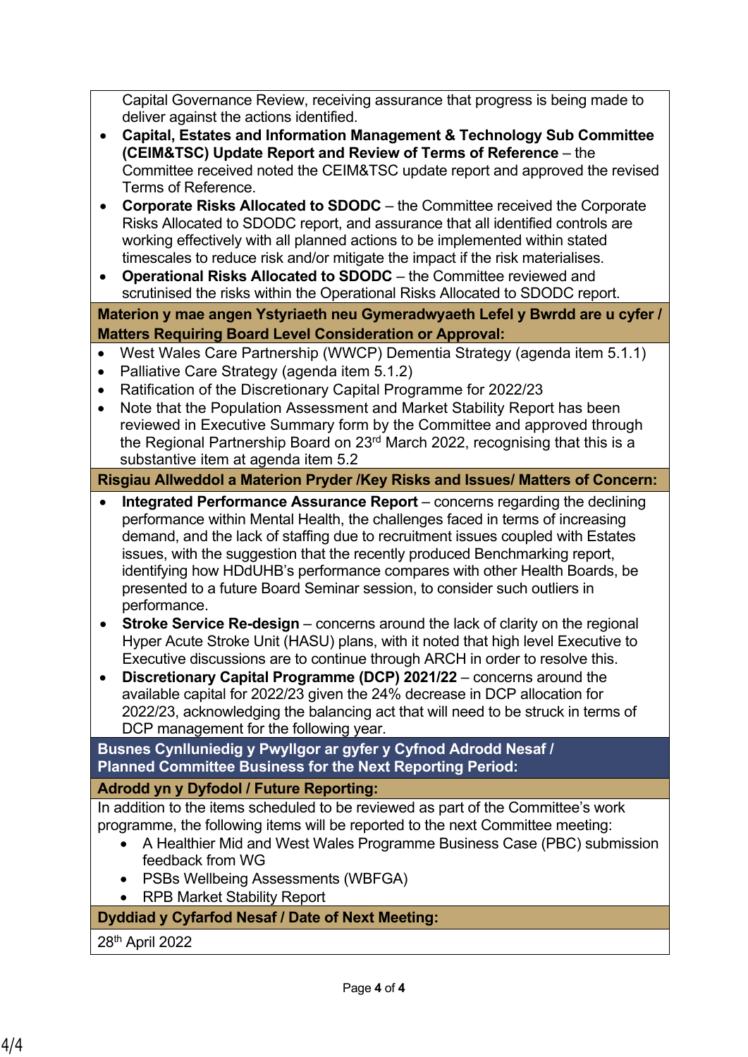Capital Governance Review, receiving assurance that progress is being made to deliver against the actions identified.

- **Capital, Estates and Information Management & Technology Sub Committee (CEIM&TSC) Update Report and Review of Terms of Reference** – the Committee received noted the CEIM&TSC update report and approved the revised Terms of Reference.
- **Corporate Risks Allocated to SDODC** – the Committee received the Corporate Risks Allocated to SDODC report, and assurance that all identified controls are working effectively with all planned actions to be implemented within stated timescales to reduce risk and/or mitigate the impact if the risk materialises.
- **Operational Risks Allocated to SDODC** – the Committee reviewed and scrutinised the risks within the Operational Risks Allocated to SDODC report.

**Materion y mae angen Ystyriaeth neu Gymeradwyaeth Lefel y Bwrdd are u cyfer / Matters Requiring Board Level Consideration or Approval:**

- West Wales Care Partnership (WWCP) Dementia Strategy (agenda item 5.1.1)
- Palliative Care Strategy (agenda item 5.1.2)
- Ratification of the Discretionary Capital Programme for 2022/23
- Note that the Population Assessment and Market Stability Report has been reviewed in Executive Summary form by the Committee and approved through the Regional Partnership Board on 23rd March 2022, recognising that this is a substantive item at agenda item 5.2

**Risgiau Allweddol a Materion Pryder /Key Risks and Issues/ Matters of Concern:**

- **Integrated Performance Assurance Report** – concerns regarding the declining performance within Mental Health, the challenges faced in terms of increasing demand, and the lack of staffing due to recruitment issues coupled with Estates issues, with the suggestion that the recently produced Benchmarking report, identifying how HDdUHB's performance compares with other Health Boards, be presented to a future Board Seminar session, to consider such outliers in performance.
- **Stroke Service Re-design** – concerns around the lack of clarity on the regional Hyper Acute Stroke Unit (HASU) plans, with it noted that high level Executive to Executive discussions are to continue through ARCH in order to resolve this.
- **Discretionary Capital Programme (DCP) 2021/22** – concerns around the available capital for 2022/23 given the 24% decrease in DCP allocation for 2022/23, acknowledging the balancing act that will need to be struck in terms of DCP management for the following year.

**Busnes Cynlluniedig y Pwyllgor ar gyfer y Cyfnod Adrodd Nesaf / Planned Committee Business for the Next Reporting Period:**

**Adrodd yn y Dyfodol / Future Reporting:**

In addition to the items scheduled to be reviewed as part of the Committee's work programme, the following items will be reported to the next Committee meeting:

- A Healthier Mid and West Wales Programme Business Case (PBC) submission feedback from WG
- PSBs Wellbeing Assessments (WBFGA)
- RPB Market Stability Report

**Dyddiad y Cyfarfod Nesaf / Date of Next Meeting:**

28th April 2022